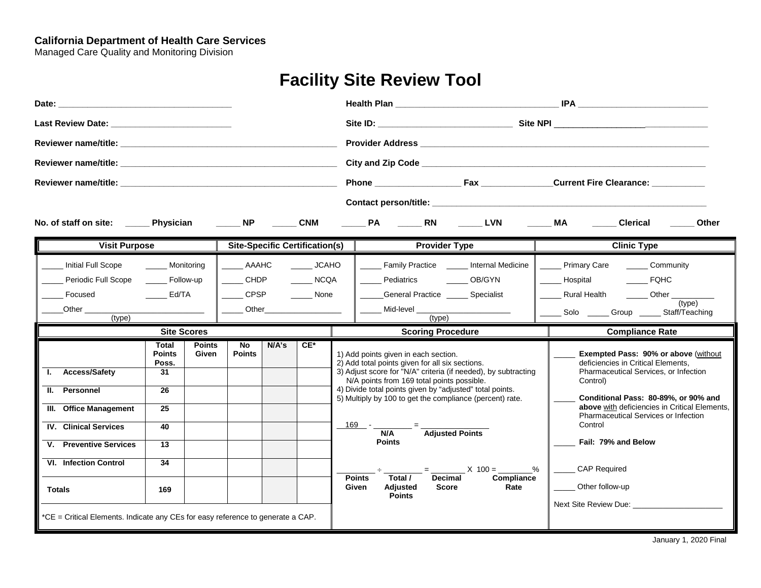**California Department of Health Care Services**
Managed Care Quality and Monitoring Division

# Facility Site Review Tool

**Date:** ___________________________________

**Last Review Date:** ________________________

**Reviewer name/title:** ______________________________________________

**Reviewer name/title:** ______________________________________________

**Reviewer name/title:** ______________________________________________

**Health Plan** _________________________________ **IPA** ___________________________

**Site ID:** ___________________________ **Site NPI** ________________________________

**Provider Address** _____________________________________________________________

**City and Zip Code** ____________________________________________________________

**Phone** _________________ **Fax** ______________ **Current Fire Clearance:** ___________

**Contact person/title:** __________________________________________________________

**No. of staff on site:** _____ **Physician** _____ **NP** _____ **CNM** _____ **PA** _____ **RN** _____ **LVN** _____ **MA** _____ **Clerical** _____ **Other**

| **Visit Purpose** | | **Site-Specific Certification(s)** | | **Provider Type** | | **Clinic Type** | |
|---|---|---|---|---|---|---|---|
| _____ Initial Full Scope | _____ Monitoring | _____ AAAHC | _____ JCAHO | _____ Family Practice | _____ Internal Medicine | _____ Primary Care | _____ Community |
| _____ Periodic Full Scope | _____ Follow-up | _____ CHDP | _____ NCQA | _____ Pediatrics | _____ OB/GYN | _____ Hospital | _____ FQHC |
| _____ Focused | _____ Ed/TA | _____ CPSP | _____ None | _____ General Practice | _____ Specialist | _____ Rural Health | _____ Other __________ (type) |
| _____ Other __________________ (type) | | _____ Other__________________ | | _____ Mid-level ______________________ (type) | | _____ Solo _____ Group _____ Staff/Teaching | |

**Site Scores**

| | Total Points Poss. | Points Given | No Points | N/A's | CE* |
|---|---|---|---|---|---|
| **I. Access/Safety** | **31** | | | | |
| **II. Personnel** | **26** | | | | |
| **III. Office Management** | **25** | | | | |
| **IV. Clinical Services** | **40** | | | | |
| **V. Preventive Services** | **13** | | | | |
| **VI. Infection Control** | **34** | | | | |
| **Totals** | **169** | | | | |

*CE = Critical Elements. Indicate any CEs for easy reference to generate a CAP.

**Scoring Procedure**

1) Add points given in each section.
2) Add total points given for all six sections.
3) Adjust score for "N/A" criteria (if needed), by subtracting N/A points from 169 total points possible.
4) Divide total points given by "adjusted" total points.
5) Multiply by 100 to get the compliance (percent) rate.

__169__ - _________ = _______________
(N/A Points) (Adjusted Points)

________ ÷ ________ = ________ X 100 = ________%
(Points Given) (Total / Adjusted Points) (Decimal Score) (Compliance Rate)

**Compliance Rate**

_____ **Exempted Pass: 90% or above** (without deficiencies in Critical Elements, Pharmaceutical Services, or Infection Control)

_____ **Conditional Pass: 80-89%, or 90% and above** with deficiencies in Critical Elements, Pharmaceutical Services or Infection Control

_____ **Fail: 79% and Below**

_____ CAP Required

_____ Other follow-up

Next Site Review Due: ____________________

January 1, 2020 Final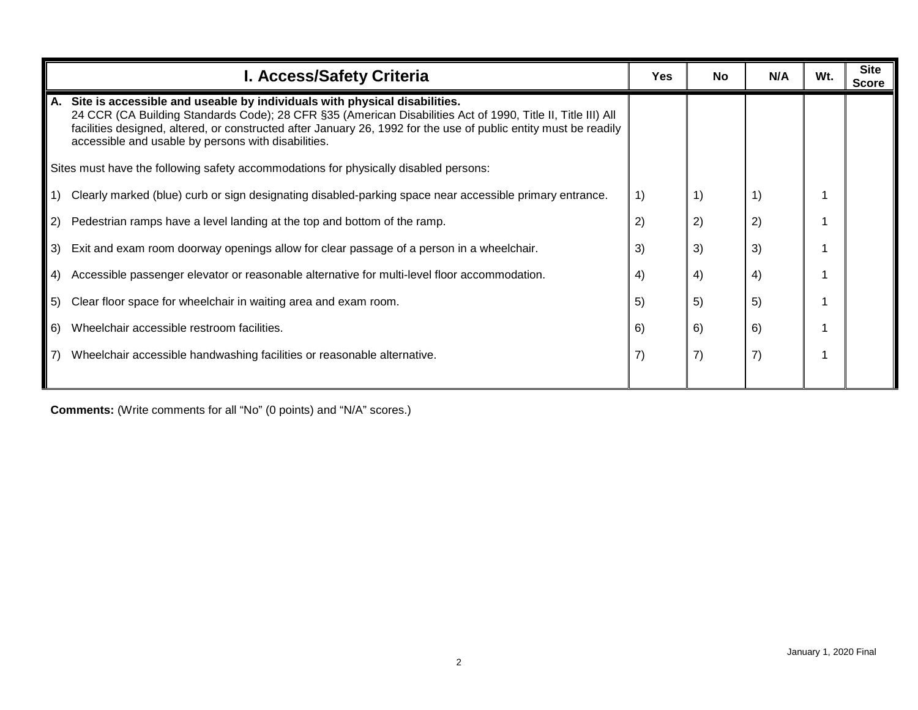| I. Access/Safety Criteria | Yes | No | N/A | Wt. | Site Score |
|---|---|---|---|---|---|
| **A. Site is accessible and useable by individuals with physical disabilities.** 24 CCR (CA Building Standards Code); 28 CFR §35 (American Disabilities Act of 1990, Title II, Title III) All facilities designed, altered, or constructed after January 26, 1992 for the use of public entity must be readily accessible and usable by persons with disabilities. | | | | | |
| Sites must have the following safety accommodations for physically disabled persons: | | | | | |
| 1) Clearly marked (blue) curb or sign designating disabled-parking space near accessible primary entrance. | 1) | 1) | 1) | 1 | |
| 2) Pedestrian ramps have a level landing at the top and bottom of the ramp. | 2) | 2) | 2) | 1 | |
| 3) Exit and exam room doorway openings allow for clear passage of a person in a wheelchair. | 3) | 3) | 3) | 1 | |
| 4) Accessible passenger elevator or reasonable alternative for multi-level floor accommodation. | 4) | 4) | 4) | 1 | |
| 5) Clear floor space for wheelchair in waiting area and exam room. | 5) | 5) | 5) | 1 | |
| 6) Wheelchair accessible restroom facilities. | 6) | 6) | 6) | 1 | |
| 7) Wheelchair accessible handwashing facilities or reasonable alternative. | 7) | 7) | 7) | 1 | |

**Comments:** (Write comments for all "No" (0 points) and "N/A" scores.)

January 1, 2020 Final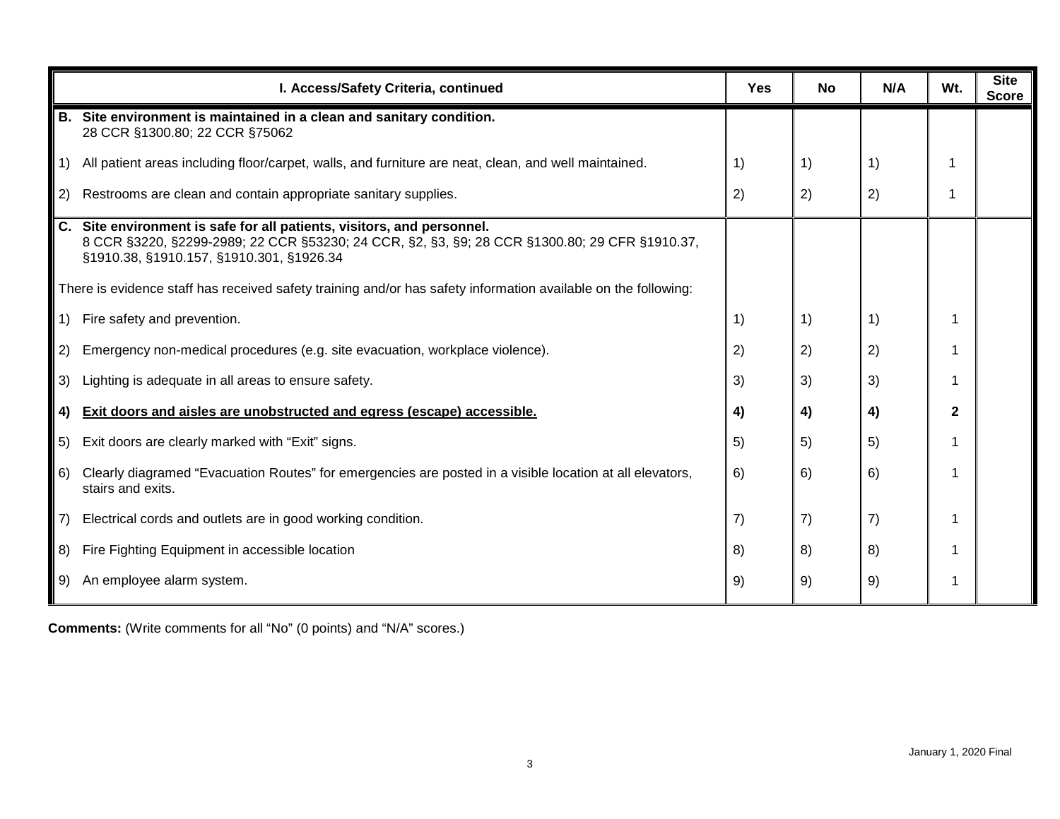| I. Access/Safety Criteria, continued | Yes | No | N/A | Wt. | Site Score |
|---|---|---|---|---|---|
| **B. Site environment is maintained in a clean and sanitary condition.** 28 CCR §1300.80; 22 CCR §75062 | | | | | |
| 1) All patient areas including floor/carpet, walls, and furniture are neat, clean, and well maintained. | 1) | 1) | 1) | 1 | |
| 2) Restrooms are clean and contain appropriate sanitary supplies. | 2) | 2) | 2) | 1 | |
| **C. Site environment is safe for all patients, visitors, and personnel.** 8 CCR §3220, §2299-2989; 22 CCR §53230; 24 CCR, §2, §3, §9; 28 CCR §1300.80; 29 CFR §1910.37, §1910.38, §1910.157, §1910.301, §1926.34 | | | | | |
| There is evidence staff has received safety training and/or has safety information available on the following: | | | | | |
| 1) Fire safety and prevention. | 1) | 1) | 1) | 1 | |
| 2) Emergency non-medical procedures (e.g. site evacuation, workplace violence). | 2) | 2) | 2) | 1 | |
| 3) Lighting is adequate in all areas to ensure safety. | 3) | 3) | 3) | 1 | |
| **4) <u>Exit doors and aisles are unobstructed and egress (escape) accessible.</u>** | **4)** | **4)** | **4)** | **2** | |
| 5) Exit doors are clearly marked with "Exit" signs. | 5) | 5) | 5) | 1 | |
| 6) Clearly diagramed "Evacuation Routes" for emergencies are posted in a visible location at all elevators, stairs and exits. | 6) | 6) | 6) | 1 | |
| 7) Electrical cords and outlets are in good working condition. | 7) | 7) | 7) | 1 | |
| 8) Fire Fighting Equipment in accessible location | 8) | 8) | 8) | 1 | |
| 9) An employee alarm system. | 9) | 9) | 9) | 1 | |

**Comments:** (Write comments for all "No" (0 points) and "N/A" scores.)

January 1, 2020 Final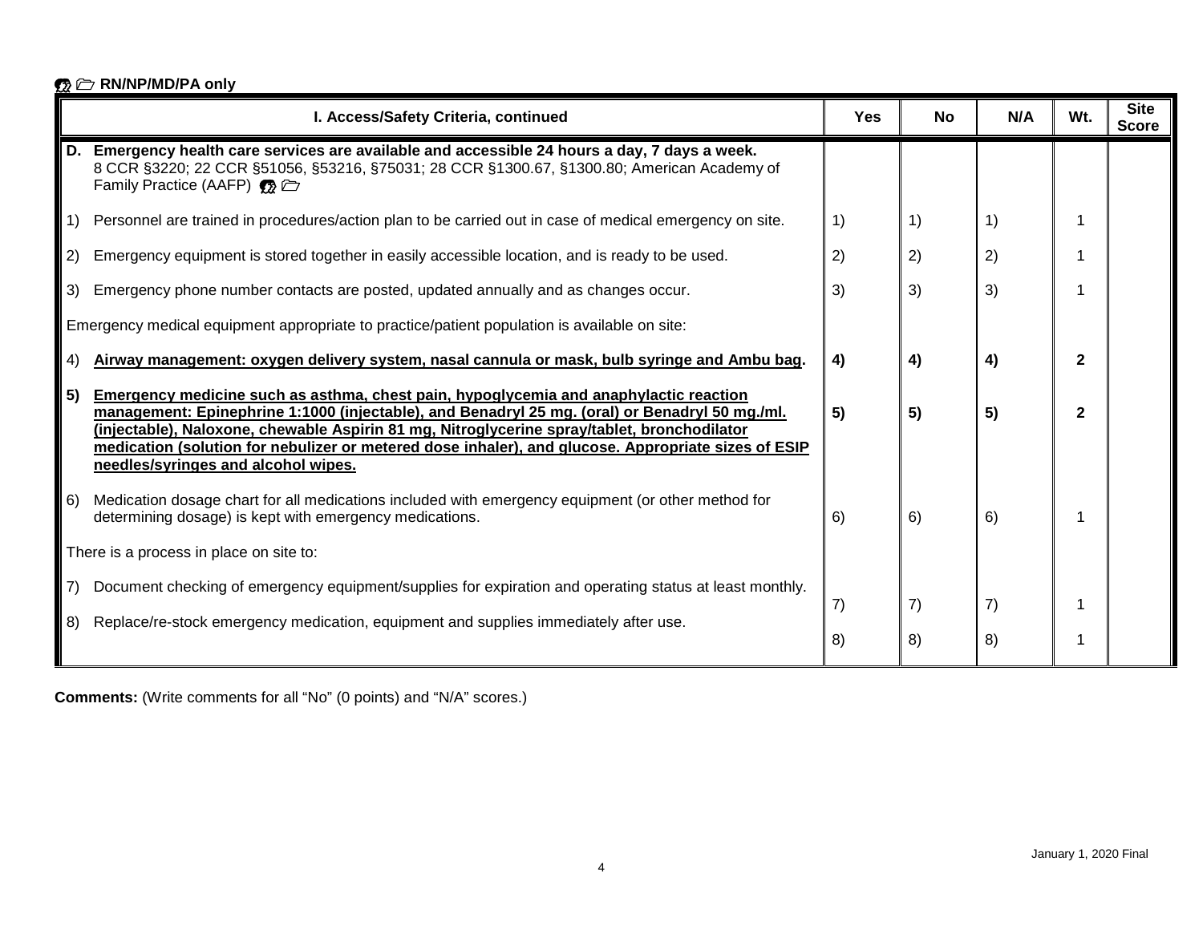**RN/NP/MD/PA only**

| I. Access/Safety Criteria, continued | Yes | No | N/A | Wt. | Site Score |
|---|---|---|---|---|---|
| **D. Emergency health care services are available and accessible 24 hours a day, 7 days a week.** 8 CCR §3220; 22 CCR §51056, §53216, §75031; 28 CCR §1300.67, §1300.80; American Academy of Family Practice (AAFP) | | | | | |
| 1) Personnel are trained in procedures/action plan to be carried out in case of medical emergency on site. | 1) | 1) | 1) | 1 | |
| 2) Emergency equipment is stored together in easily accessible location, and is ready to be used. | 2) | 2) | 2) | 1 | |
| 3) Emergency phone number contacts are posted, updated annually and as changes occur. | 3) | 3) | 3) | 1 | |
| Emergency medical equipment appropriate to practice/patient population is available on site: | | | | | |
| **4) Airway management: oxygen delivery system, nasal cannula or mask, bulb syringe and Ambu bag.** | **4)** | **4)** | **4)** | **2** | |
| **5) Emergency medicine such as asthma, chest pain, hypoglycemia and anaphylactic reaction management: Epinephrine 1:1000 (injectable), and Benadryl 25 mg. (oral) or Benadryl 50 mg./ml. (injectable), Naloxone, chewable Aspirin 81 mg, Nitroglycerine spray/tablet, bronchodilator medication (solution for nebulizer or metered dose inhaler), and glucose. Appropriate sizes of ESIP needles/syringes and alcohol wipes.** | **5)** | **5)** | **5)** | **2** | |
| 6) Medication dosage chart for all medications included with emergency equipment (or other method for determining dosage) is kept with emergency medications. | 6) | 6) | 6) | 1 | |
| There is a process in place on site to: | | | | | |
| 7) Document checking of emergency equipment/supplies for expiration and operating status at least monthly. | 7) | 7) | 7) | 1 | |
| 8) Replace/re-stock emergency medication, equipment and supplies immediately after use. | 8) | 8) | 8) | 1 | |

**Comments:** (Write comments for all "No" (0 points) and "N/A" scores.)

January 1, 2020 Final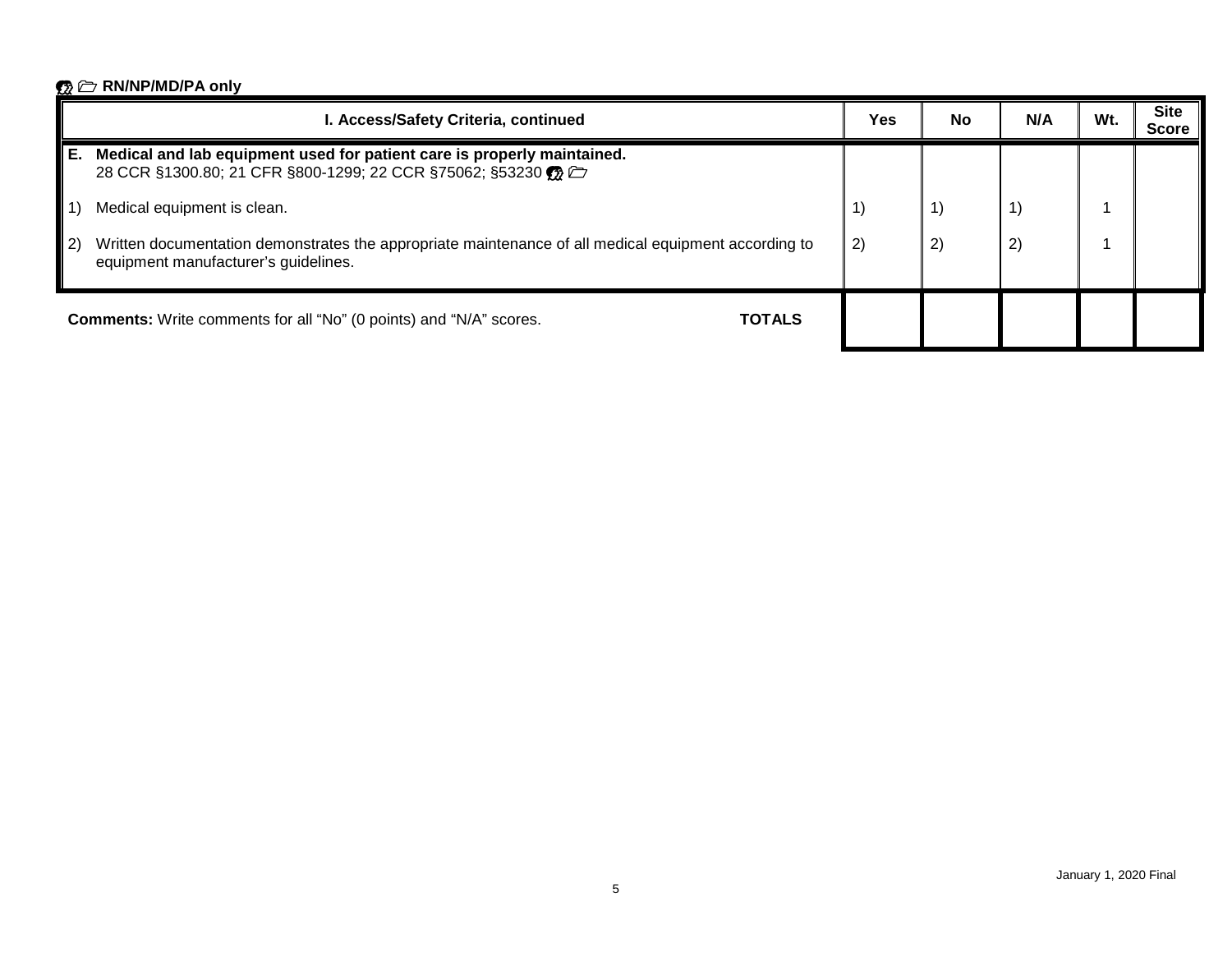🗣 🗁 **RN/NP/MD/PA only**

| I. Access/Safety Criteria, continued | Yes | No | N/A | Wt. | Site Score |
|---|---|---|---|---|---|
| **E. Medical and lab equipment used for patient care is properly maintained.** 28 CCR §1300.80; 21 CFR §800-1299; 22 CCR §75062; §53230 🗣 🗁 | | | | | |
| 1) Medical equipment is clean. | 1) | 1) | 1) | 1 | |
| 2) Written documentation demonstrates the appropriate maintenance of all medical equipment according to equipment manufacturer's guidelines. | 2) | 2) | 2) | 1 | |
| **Comments:** Write comments for all "No" (0 points) and "N/A" scores. **TOTALS** | | | | | |

January 1, 2020 Final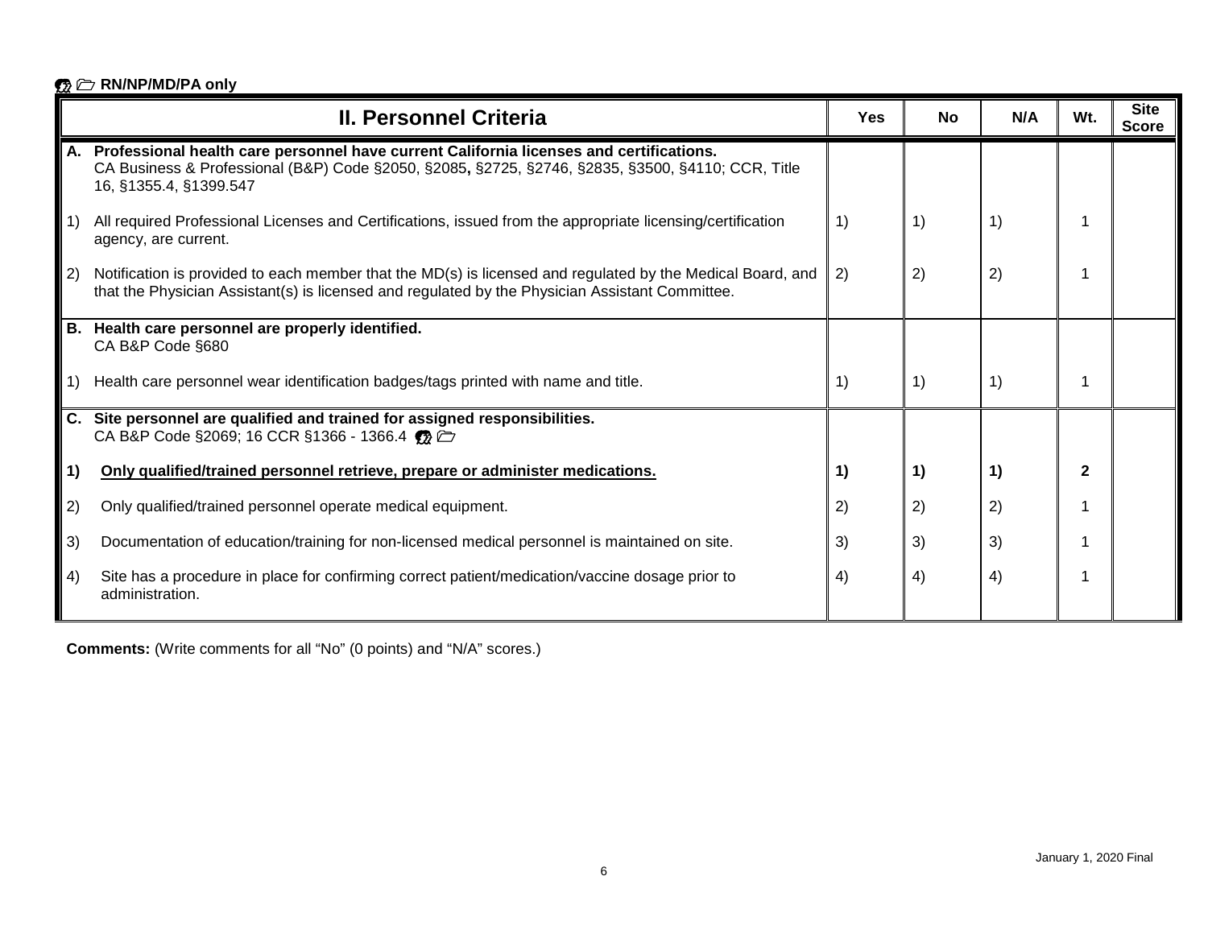RN/NP/MD/PA only

| II. Personnel Criteria | Yes | No | N/A | Wt. | Site Score |
|---|---|---|---|---|---|
| **A. Professional health care personnel have current California licenses and certifications.** CA Business & Professional (B&P) Code §2050, §2085, §2725, §2746, §2835, §3500, §4110; CCR, Title 16, §1355.4, §1399.547 | | | | | |
| 1) All required Professional Licenses and Certifications, issued from the appropriate licensing/certification agency, are current. | 1) | 1) | 1) | 1 | |
| 2) Notification is provided to each member that the MD(s) is licensed and regulated by the Medical Board, and that the Physician Assistant(s) is licensed and regulated by the Physician Assistant Committee. | 2) | 2) | 2) | 1 | |
| **B. Health care personnel are properly identified.** CA B&P Code §680 | | | | | |
| 1) Health care personnel wear identification badges/tags printed with name and title. | 1) | 1) | 1) | 1 | |
| **C. Site personnel are qualified and trained for assigned responsibilities.** CA B&P Code §2069; 16 CCR §1366 - 1366.4 | | | | | |
| **1) Only qualified/trained personnel retrieve, prepare or administer medications.** | **1)** | **1)** | **1)** | **2** | |
| 2) Only qualified/trained personnel operate medical equipment. | 2) | 2) | 2) | 1 | |
| 3) Documentation of education/training for non-licensed medical personnel is maintained on site. | 3) | 3) | 3) | 1 | |
| 4) Site has a procedure in place for confirming correct patient/medication/vaccine dosage prior to administration. | 4) | 4) | 4) | 1 | |

**Comments:** (Write comments for all "No" (0 points) and "N/A" scores.)

January 1, 2020 Final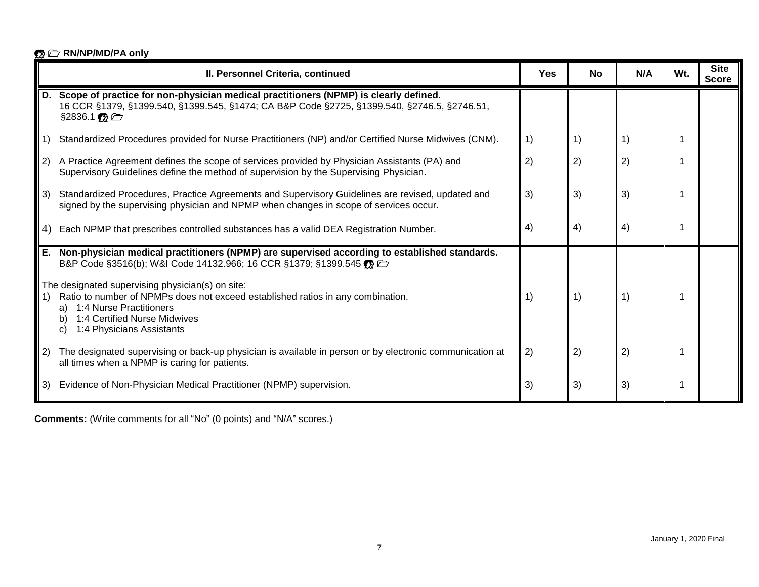🗝 🗁 **RN/NP/MD/PA only**

| II. Personnel Criteria, continued | Yes | No | N/A | Wt. | Site Score |
|---|---|---|---|---|---|
| **D. Scope of practice for non-physician medical practitioners (NPMP) is clearly defined.** 16 CCR §1379, §1399.540, §1399.545, §1474; CA B&P Code §2725, §1399.540, §2746.5, §2746.51, §2836.1 🗝 🗁 | | | | | |
| 1) Standardized Procedures provided for Nurse Practitioners (NP) and/or Certified Nurse Midwives (CNM). | 1) | 1) | 1) | 1 | |
| 2) A Practice Agreement defines the scope of services provided by Physician Assistants (PA) and Supervisory Guidelines define the method of supervision by the Supervising Physician. | 2) | 2) | 2) | 1 | |
| 3) Standardized Procedures, Practice Agreements and Supervisory Guidelines are revised, updated <u>and</u> signed by the supervising physician and NPMP when changes in scope of services occur. | 3) | 3) | 3) | 1 | |
| 4) Each NPMP that prescribes controlled substances has a valid DEA Registration Number. | 4) | 4) | 4) | 1 | |
| **E. Non-physician medical practitioners (NPMP) are supervised according to established standards.** B&P Code §3516(b); W&I Code 14132.966; 16 CCR §1379; §1399.545 🗝 🗁 | | | | | |
| The designated supervising physician(s) on site: 1) Ratio to number of NPMPs does not exceed established ratios in any combination. a) 1:4 Nurse Practitioners b) 1:4 Certified Nurse Midwives c) 1:4 Physicians Assistants | 1) | 1) | 1) | 1 | |
| 2) The designated supervising or back-up physician is available in person or by electronic communication at all times when a NPMP is caring for patients. | 2) | 2) | 2) | 1 | |
| 3) Evidence of Non-Physician Medical Practitioner (NPMP) supervision. | 3) | 3) | 3) | 1 | |

**Comments:** (Write comments for all "No" (0 points) and "N/A" scores.)

January 1, 2020 Final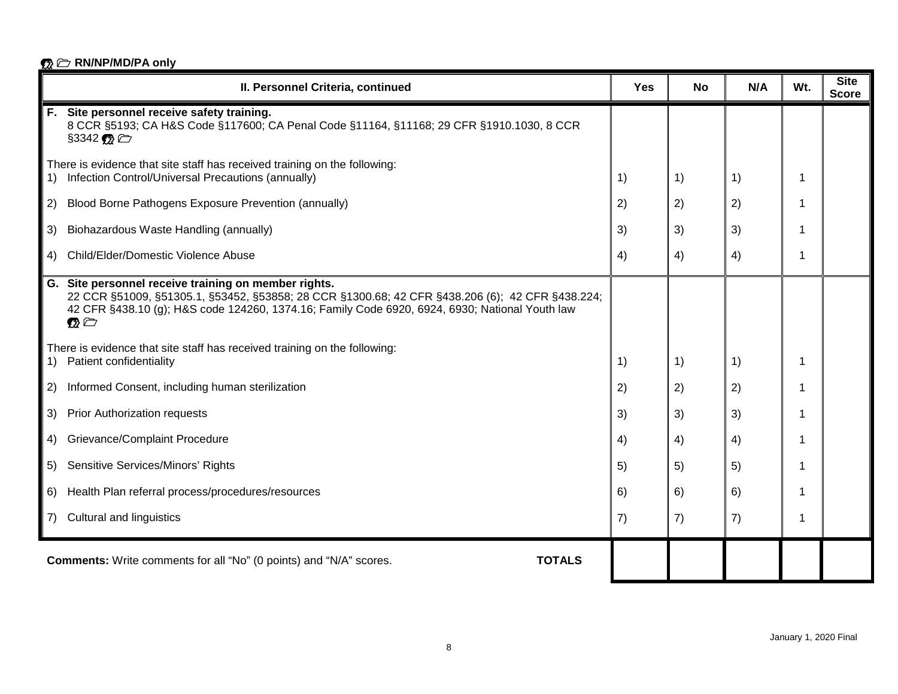**RN/NP/MD/PA only**

| II. Personnel Criteria, continued | Yes | No | N/A | Wt. | Site Score |
|---|---|---|---|---|---|
| **F. Site personnel receive safety training.** 8 CCR §5193; CA H&S Code §117600; CA Penal Code §11164, §11168; 29 CFR §1910.1030, 8 CCR §3342 | | | | | |
| There is evidence that site staff has received training on the following: | | | | | |
| 1) Infection Control/Universal Precautions (annually) | 1) | 1) | 1) | 1 | |
| 2) Blood Borne Pathogens Exposure Prevention (annually) | 2) | 2) | 2) | 1 | |
| 3) Biohazardous Waste Handling (annually) | 3) | 3) | 3) | 1 | |
| 4) Child/Elder/Domestic Violence Abuse | 4) | 4) | 4) | 1 | |
| **G. Site personnel receive training on member rights.** 22 CCR §51009, §51305.1, §53452, §53858; 28 CCR §1300.68; 42 CFR §438.206 (6); 42 CFR §438.224; 42 CFR §438.10 (g); H&S code 124260, 1374.16; Family Code 6920, 6924, 6930; National Youth law | | | | | |
| There is evidence that site staff has received training on the following: | | | | | |
| 1) Patient confidentiality | 1) | 1) | 1) | 1 | |
| 2) Informed Consent, including human sterilization | 2) | 2) | 2) | 1 | |
| 3) Prior Authorization requests | 3) | 3) | 3) | 1 | |
| 4) Grievance/Complaint Procedure | 4) | 4) | 4) | 1 | |
| 5) Sensitive Services/Minors' Rights | 5) | 5) | 5) | 1 | |
| 6) Health Plan referral process/procedures/resources | 6) | 6) | 6) | 1 | |
| 7) Cultural and linguistics | 7) | 7) | 7) | 1 | |
| **Comments:** Write comments for all "No" (0 points) and "N/A" scores. **TOTALS** | | | | | |

January 1, 2020 Final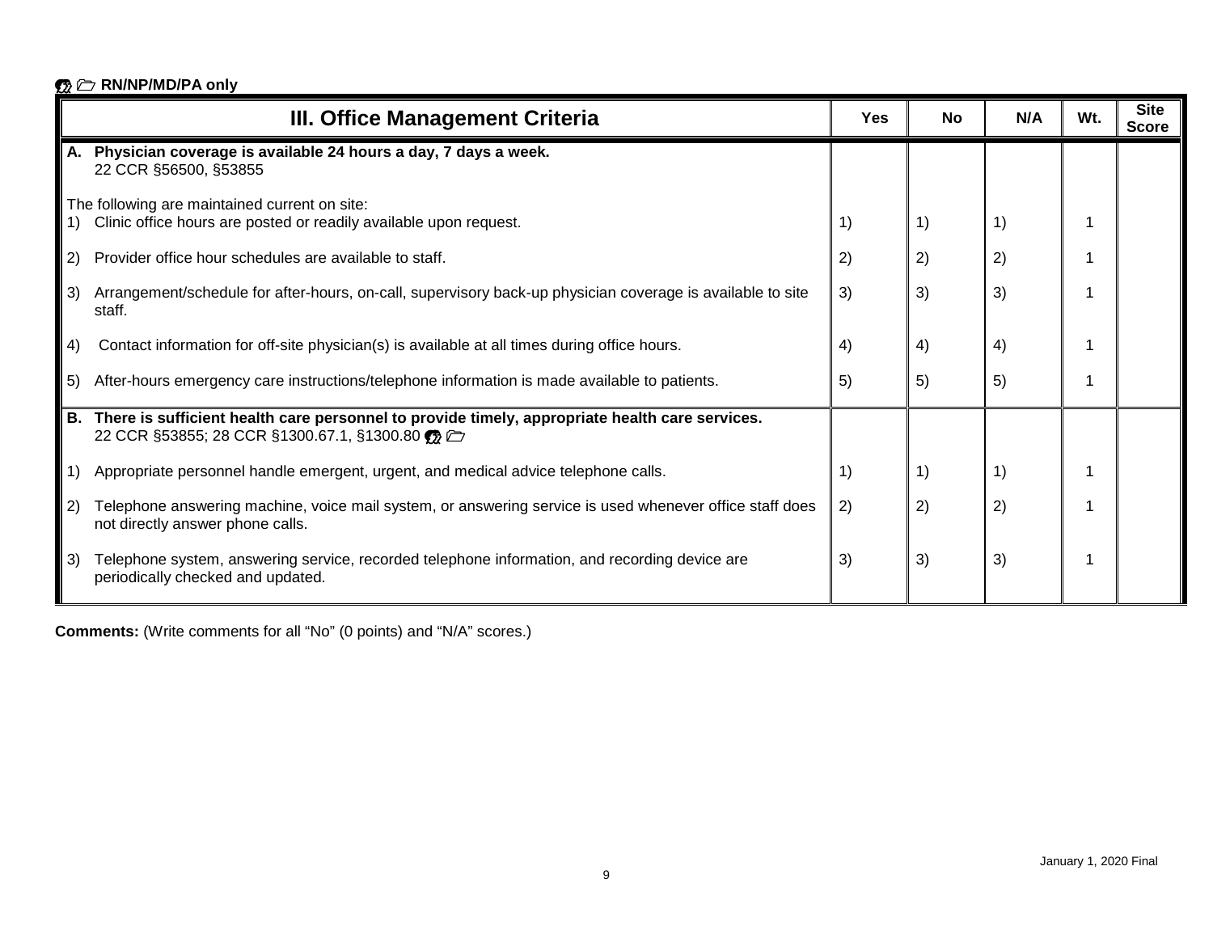RN/NP/MD/PA only

| III. Office Management Criteria | Yes | No | N/A | Wt. | Site Score |
|---|---|---|---|---|---|
| **A. Physician coverage is available 24 hours a day, 7 days a week.** 22 CCR §56500, §53855 | | | | | |
| The following are maintained current on site: | | | | | |
| 1) Clinic office hours are posted or readily available upon request. | 1) | 1) | 1) | 1 | |
| 2) Provider office hour schedules are available to staff. | 2) | 2) | 2) | 1 | |
| 3) Arrangement/schedule for after-hours, on-call, supervisory back-up physician coverage is available to site staff. | 3) | 3) | 3) | 1 | |
| 4) Contact information for off-site physician(s) is available at all times during office hours. | 4) | 4) | 4) | 1 | |
| 5) After-hours emergency care instructions/telephone information is made available to patients. | 5) | 5) | 5) | 1 | |
| **B. There is sufficient health care personnel to provide timely, appropriate health care services.** 22 CCR §53855; 28 CCR §1300.67.1, §1300.80 | | | | | |
| 1) Appropriate personnel handle emergent, urgent, and medical advice telephone calls. | 1) | 1) | 1) | 1 | |
| 2) Telephone answering machine, voice mail system, or answering service is used whenever office staff does not directly answer phone calls. | 2) | 2) | 2) | 1 | |
| 3) Telephone system, answering service, recorded telephone information, and recording device are periodically checked and updated. | 3) | 3) | 3) | 1 | |

**Comments:** (Write comments for all "No" (0 points) and "N/A" scores.)

January 1, 2020 Final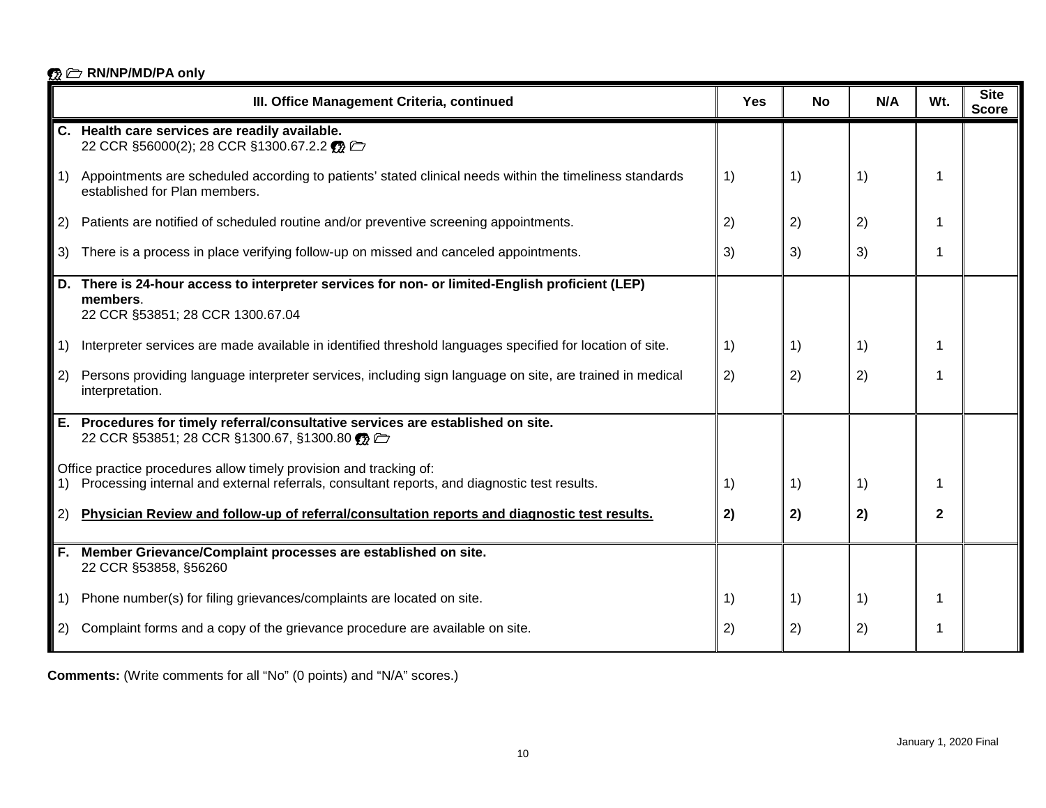RN/NP/MD/PA only

| III. Office Management Criteria, continued | Yes | No | N/A | Wt. | Site Score |
|---|---|---|---|---|---|
| **C. Health care services are readily available.** 22 CCR §56000(2); 28 CCR §1300.67.2.2 | | | | | |
| 1) Appointments are scheduled according to patients' stated clinical needs within the timeliness standards established for Plan members. | 1) | 1) | 1) | 1 | |
| 2) Patients are notified of scheduled routine and/or preventive screening appointments. | 2) | 2) | 2) | 1 | |
| 3) There is a process in place verifying follow-up on missed and canceled appointments. | 3) | 3) | 3) | 1 | |
| **D. There is 24-hour access to interpreter services for non- or limited-English proficient (LEP) members**. 22 CCR §53851; 28 CCR 1300.67.04 | | | | | |
| 1) Interpreter services are made available in identified threshold languages specified for location of site. | 1) | 1) | 1) | 1 | |
| 2) Persons providing language interpreter services, including sign language on site, are trained in medical interpretation. | 2) | 2) | 2) | 1 | |
| **E. Procedures for timely referral/consultative services are established on site.** 22 CCR §53851; 28 CCR §1300.67, §1300.80 | | | | | |
| Office practice procedures allow timely provision and tracking of: 1) Processing internal and external referrals, consultant reports, and diagnostic test results. | 1) | 1) | 1) | 1 | |
| 2) **Physician Review and follow-up of referral/consultation reports and diagnostic test results.** | **2)** | **2)** | **2)** | **2** | |
| **F. Member Grievance/Complaint processes are established on site.** 22 CCR §53858, §56260 | | | | | |
| 1) Phone number(s) for filing grievances/complaints are located on site. | 1) | 1) | 1) | 1 | |
| 2) Complaint forms and a copy of the grievance procedure are available on site. | 2) | 2) | 2) | 1 | |

**Comments:** (Write comments for all "No" (0 points) and "N/A" scores.)

January 1, 2020 Final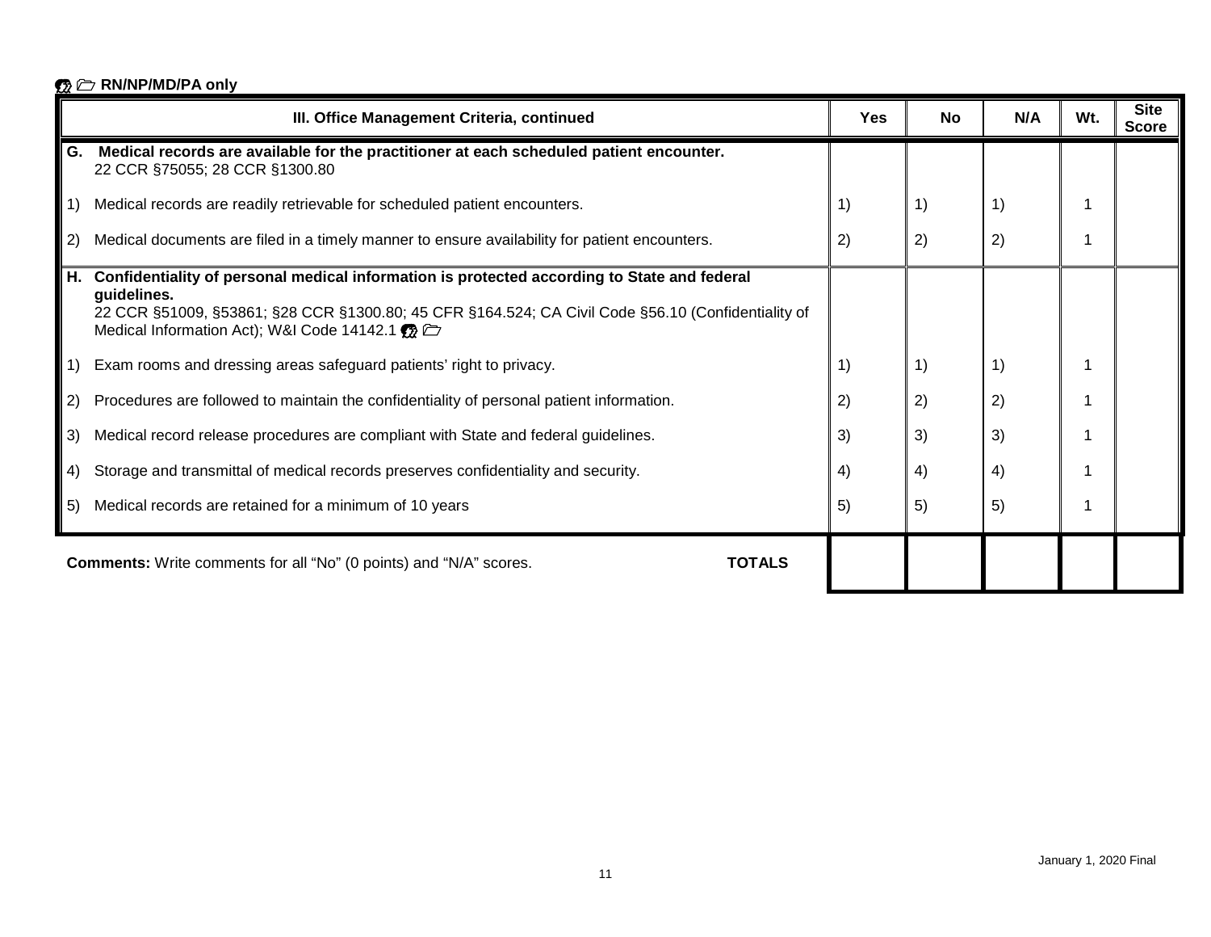**RN/NP/MD/PA only**

| III. Office Management Criteria, continued | Yes | No | N/A | Wt. | Site Score |
|---|---|---|---|---|---|
| **G. Medical records are available for the practitioner at each scheduled patient encounter.** 22 CCR §75055; 28 CCR §1300.80 | | | | | |
| 1) Medical records are readily retrievable for scheduled patient encounters. | 1) | 1) | 1) | 1 | |
| 2) Medical documents are filed in a timely manner to ensure availability for patient encounters. | 2) | 2) | 2) | 1 | |
| **H. Confidentiality of personal medical information is protected according to State and federal guidelines.** 22 CCR §51009, §53861; §28 CCR §1300.80; 45 CFR §164.524; CA Civil Code §56.10 (Confidentiality of Medical Information Act); W&I Code 14142.1 | | | | | |
| 1) Exam rooms and dressing areas safeguard patients' right to privacy. | 1) | 1) | 1) | 1 | |
| 2) Procedures are followed to maintain the confidentiality of personal patient information. | 2) | 2) | 2) | 1 | |
| 3) Medical record release procedures are compliant with State and federal guidelines. | 3) | 3) | 3) | 1 | |
| 4) Storage and transmittal of medical records preserves confidentiality and security. | 4) | 4) | 4) | 1 | |
| 5) Medical records are retained for a minimum of 10 years | 5) | 5) | 5) | 1 | |
| **Comments:** Write comments for all "No" (0 points) and "N/A" scores. **TOTALS** | | | | | |

January 1, 2020 Final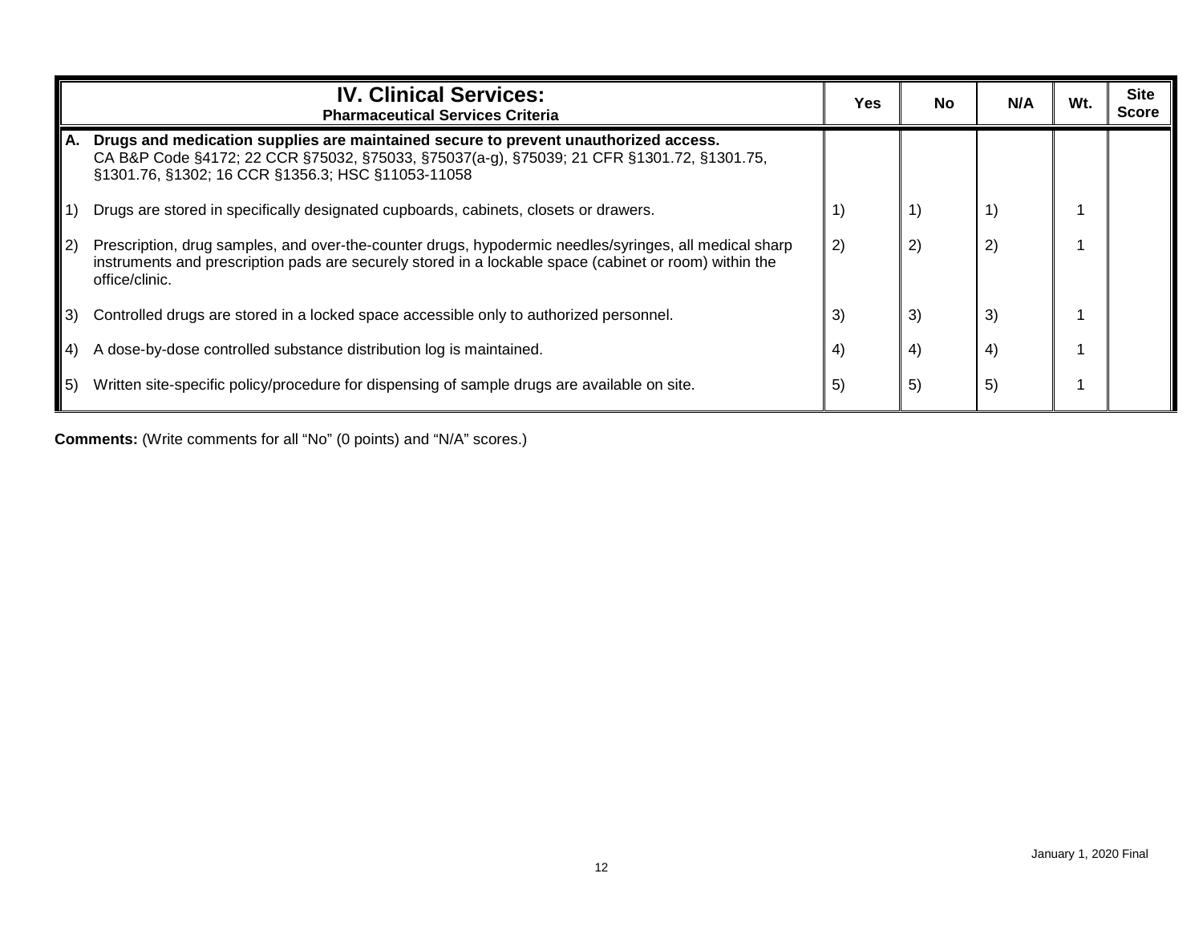| **IV. Clinical Services:** **Pharmaceutical Services Criteria** | Yes | No | N/A | Wt. | Site Score |
|---|---|---|---|---|---|
| **A. Drugs and medication supplies are maintained secure to prevent unauthorized access.** CA B&P Code §4172; 22 CCR §75032, §75033, §75037(a-g), §75039; 21 CFR §1301.72, §1301.75, §1301.76, §1302; 16 CCR §1356.3; HSC §11053-11058 | | | | | |
| 1) Drugs are stored in specifically designated cupboards, cabinets, closets or drawers. | 1) | 1) | 1) | 1 | |
| 2) Prescription, drug samples, and over-the-counter drugs, hypodermic needles/syringes, all medical sharp instruments and prescription pads are securely stored in a lockable space (cabinet or room) within the office/clinic. | 2) | 2) | 2) | 1 | |
| 3) Controlled drugs are stored in a locked space accessible only to authorized personnel. | 3) | 3) | 3) | 1 | |
| 4) A dose-by-dose controlled substance distribution log is maintained. | 4) | 4) | 4) | 1 | |
| 5) Written site-specific policy/procedure for dispensing of sample drugs are available on site. | 5) | 5) | 5) | 1 | |

**Comments:** (Write comments for all "No" (0 points) and "N/A" scores.)

January 1, 2020 Final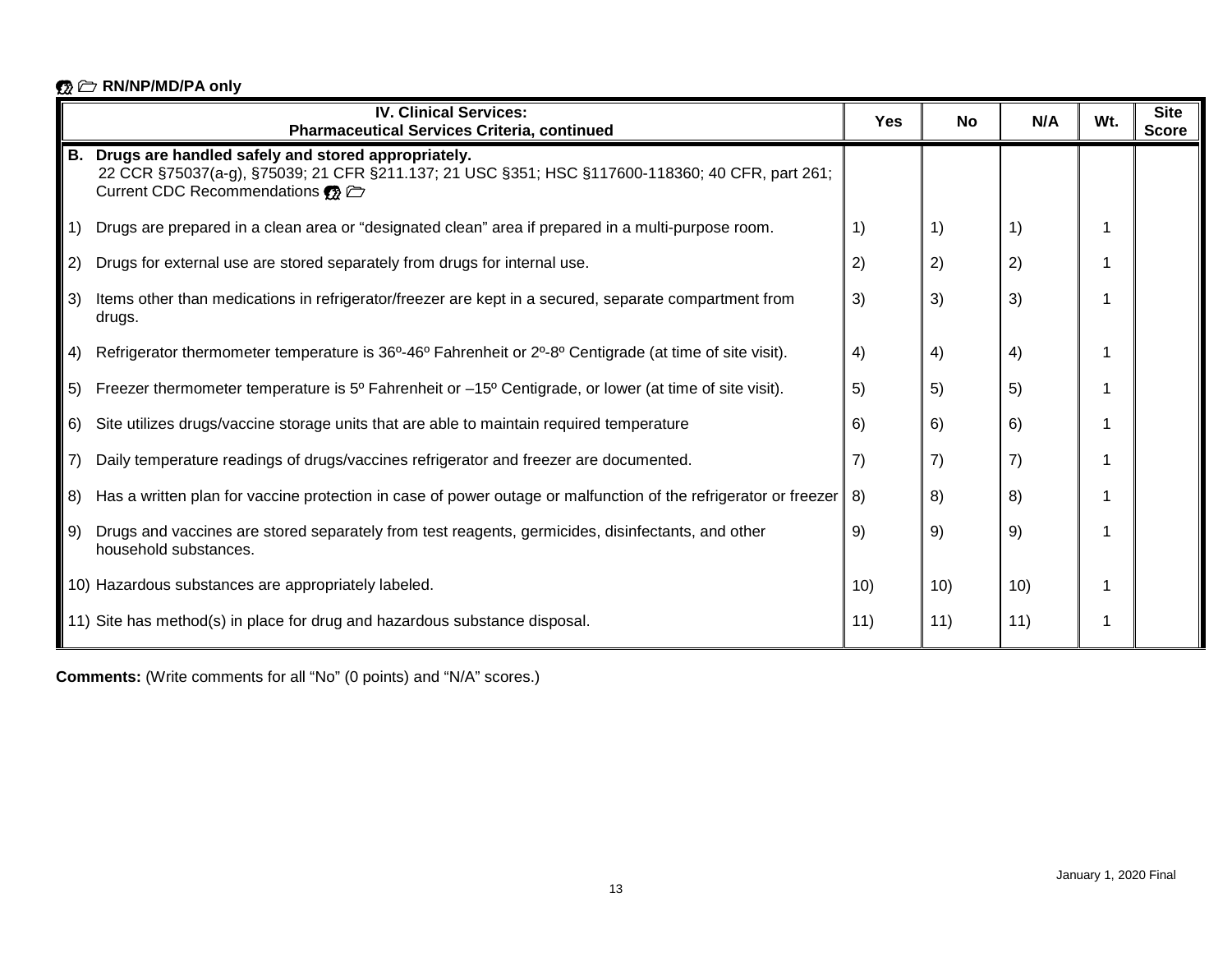**RN/NP/MD/PA only**

| IV. Clinical Services: Pharmaceutical Services Criteria, continued | Yes | No | N/A | Wt. | Site Score |
|---|---|---|---|---|---|
| **B. Drugs are handled safely and stored appropriately.** 22 CCR §75037(a-g), §75039; 21 CFR §211.137; 21 USC §351; HSC §117600-118360; 40 CFR, part 261; Current CDC Recommendations | | | | | |
| 1) Drugs are prepared in a clean area or "designated clean" area if prepared in a multi-purpose room. | 1) | 1) | 1) | 1 | |
| 2) Drugs for external use are stored separately from drugs for internal use. | 2) | 2) | 2) | 1 | |
| 3) Items other than medications in refrigerator/freezer are kept in a secured, separate compartment from drugs. | 3) | 3) | 3) | 1 | |
| 4) Refrigerator thermometer temperature is 36º-46º Fahrenheit or 2º-8º Centigrade (at time of site visit). | 4) | 4) | 4) | 1 | |
| 5) Freezer thermometer temperature is 5º Fahrenheit or –15º Centigrade, or lower (at time of site visit). | 5) | 5) | 5) | 1 | |
| 6) Site utilizes drugs/vaccine storage units that are able to maintain required temperature | 6) | 6) | 6) | 1 | |
| 7) Daily temperature readings of drugs/vaccines refrigerator and freezer are documented. | 7) | 7) | 7) | 1 | |
| 8) Has a written plan for vaccine protection in case of power outage or malfunction of the refrigerator or freezer | 8) | 8) | 8) | 1 | |
| 9) Drugs and vaccines are stored separately from test reagents, germicides, disinfectants, and other household substances. | 9) | 9) | 9) | 1 | |
| 10) Hazardous substances are appropriately labeled. | 10) | 10) | 10) | 1 | |
| 11) Site has method(s) in place for drug and hazardous substance disposal. | 11) | 11) | 11) | 1 | |

**Comments:** (Write comments for all "No" (0 points) and "N/A" scores.)

January 1, 2020 Final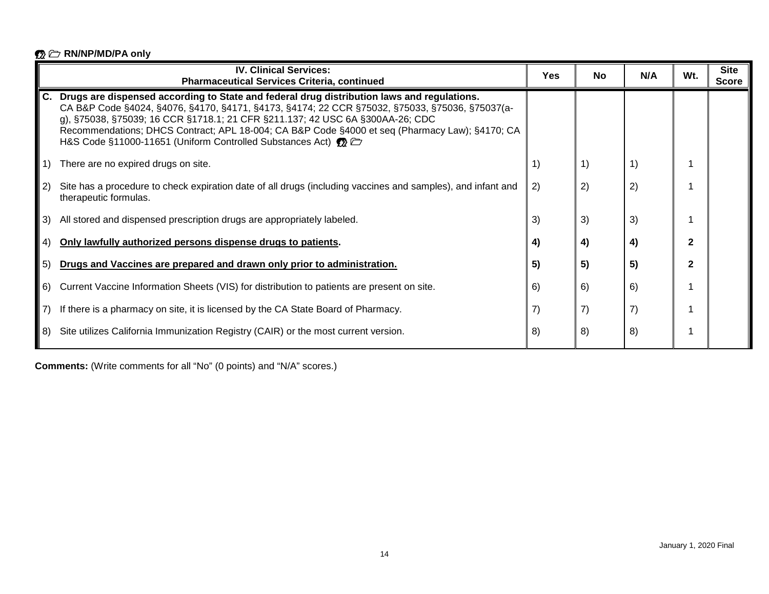**RN/NP/MD/PA only**

| IV. Clinical Services: Pharmaceutical Services Criteria, continued | Yes | No | N/A | Wt. | Site Score |
|---|---|---|---|---|---|
| **C. Drugs are dispensed according to State and federal drug distribution laws and regulations.** CA B&P Code §4024, §4076, §4170, §4171, §4173, §4174; 22 CCR §75032, §75033, §75036, §75037(a-g), §75038, §75039; 16 CCR §1718.1; 21 CFR §211.137; 42 USC 6A §300AA-26; CDC Recommendations; DHCS Contract; APL 18-004; CA B&P Code §4000 et seq (Pharmacy Law); §4170; CA H&S Code §11000-11651 (Uniform Controlled Substances Act) | | | | | |
| 1) There are no expired drugs on site. | 1) | 1) | 1) | 1 | |
| 2) Site has a procedure to check expiration date of all drugs (including vaccines and samples), and infant and therapeutic formulas. | 2) | 2) | 2) | 1 | |
| 3) All stored and dispensed prescription drugs are appropriately labeled. | 3) | 3) | 3) | 1 | |
| 4) **Only lawfully authorized persons dispense drugs to patients.** | **4)** | **4)** | **4)** | **2** | |
| 5) **Drugs and Vaccines are prepared and drawn only prior to administration.** | **5)** | **5)** | **5)** | **2** | |
| 6) Current Vaccine Information Sheets (VIS) for distribution to patients are present on site. | 6) | 6) | 6) | 1 | |
| 7) If there is a pharmacy on site, it is licensed by the CA State Board of Pharmacy. | 7) | 7) | 7) | 1 | |
| 8) Site utilizes California Immunization Registry (CAIR) or the most current version. | 8) | 8) | 8) | 1 | |

**Comments:** (Write comments for all "No" (0 points) and "N/A" scores.)

January 1, 2020 Final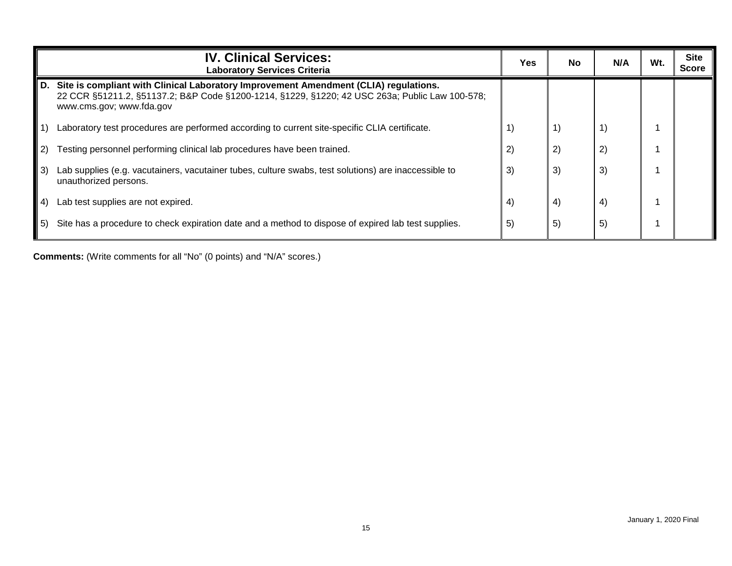| **IV. Clinical Services:** **Laboratory Services Criteria** | Yes | No | N/A | Wt. | Site Score |
|---|---|---|---|---|---|
| **D. Site is compliant with Clinical Laboratory Improvement Amendment (CLIA) regulations.** 22 CCR §51211.2, §51137.2; B&P Code §1200-1214, §1229, §1220; 42 USC 263a; Public Law 100-578; www.cms.gov; www.fda.gov | | | | | |
| 1) Laboratory test procedures are performed according to current site-specific CLIA certificate. | 1) | 1) | 1) | 1 | |
| 2) Testing personnel performing clinical lab procedures have been trained. | 2) | 2) | 2) | 1 | |
| 3) Lab supplies (e.g. vacutainers, vacutainer tubes, culture swabs, test solutions) are inaccessible to unauthorized persons. | 3) | 3) | 3) | 1 | |
| 4) Lab test supplies are not expired. | 4) | 4) | 4) | 1 | |
| 5) Site has a procedure to check expiration date and a method to dispose of expired lab test supplies. | 5) | 5) | 5) | 1 | |

**Comments:** (Write comments for all "No" (0 points) and "N/A" scores.)

January 1, 2020 Final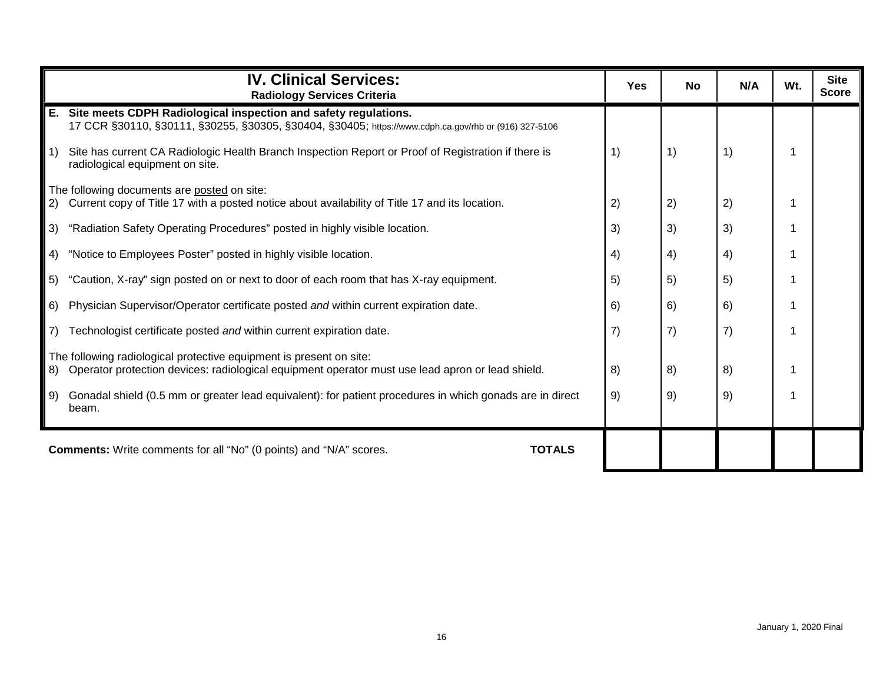| **IV. Clinical Services:** **Radiology Services Criteria** | Yes | No | N/A | Wt. | Site Score |
|---|---|---|---|---|---|
| **E. Site meets CDPH Radiological inspection and safety regulations.** 17 CCR §30110, §30111, §30255, §30305, §30404, §30405; https://www.cdph.ca.gov/rhb or (916) 327-5106 | | | | | |
| 1) Site has current CA Radiologic Health Branch Inspection Report or Proof of Registration if there is radiological equipment on site. | 1) | 1) | 1) | 1 | |
| The following documents are posted on site: 2) Current copy of Title 17 with a posted notice about availability of Title 17 and its location. | 2) | 2) | 2) | 1 | |
| 3) "Radiation Safety Operating Procedures" posted in highly visible location. | 3) | 3) | 3) | 1 | |
| 4) "Notice to Employees Poster" posted in highly visible location. | 4) | 4) | 4) | 1 | |
| 5) "Caution, X-ray" sign posted on or next to door of each room that has X-ray equipment. | 5) | 5) | 5) | 1 | |
| 6) Physician Supervisor/Operator certificate posted *and* within current expiration date. | 6) | 6) | 6) | 1 | |
| 7) Technologist certificate posted *and* within current expiration date. | 7) | 7) | 7) | 1 | |
| The following radiological protective equipment is present on site: 8) Operator protection devices: radiological equipment operator must use lead apron or lead shield. | 8) | 8) | 8) | 1 | |
| 9) Gonadal shield (0.5 mm or greater lead equivalent): for patient procedures in which gonads are in direct beam. | 9) | 9) | 9) | 1 | |
| **Comments:** Write comments for all "No" (0 points) and "N/A" scores. **TOTALS** | | | | | |

January 1, 2020 Final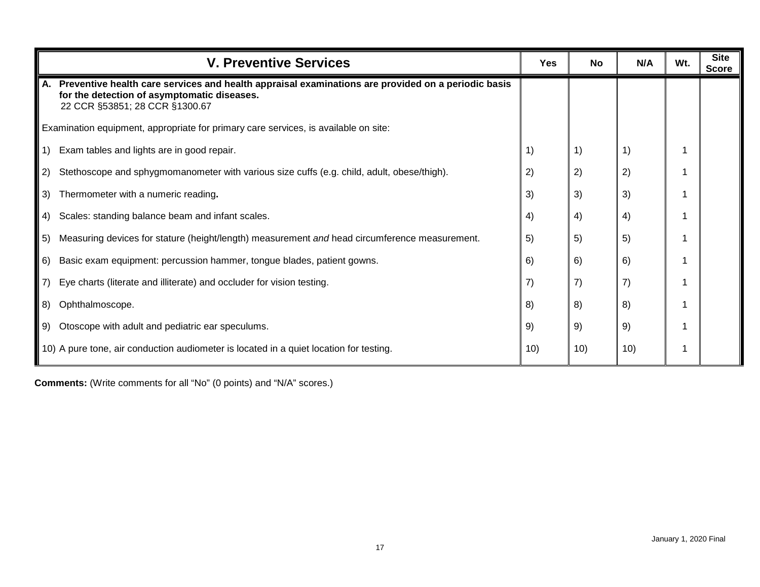| V. Preventive Services | Yes | No | N/A | Wt. | Site Score |
|---|---|---|---|---|---|
| **A. Preventive health care services and health appraisal examinations are provided on a periodic basis for the detection of asymptomatic diseases.** 22 CCR §53851; 28 CCR §1300.67 | | | | | |
| Examination equipment, appropriate for primary care services, is available on site: | | | | | |
| 1) Exam tables and lights are in good repair. | 1) | 1) | 1) | 1 | |
| 2) Stethoscope and sphygmomanometer with various size cuffs (e.g. child, adult, obese/thigh). | 2) | 2) | 2) | 1 | |
| 3) Thermometer with a numeric reading**.** | 3) | 3) | 3) | 1 | |
| 4) Scales: standing balance beam and infant scales. | 4) | 4) | 4) | 1 | |
| 5) Measuring devices for stature (height/length) measurement *and* head circumference measurement. | 5) | 5) | 5) | 1 | |
| 6) Basic exam equipment: percussion hammer, tongue blades, patient gowns. | 6) | 6) | 6) | 1 | |
| 7) Eye charts (literate and illiterate) and occluder for vision testing. | 7) | 7) | 7) | 1 | |
| 8) Ophthalmoscope. | 8) | 8) | 8) | 1 | |
| 9) Otoscope with adult and pediatric ear speculums. | 9) | 9) | 9) | 1 | |
| 10) A pure tone, air conduction audiometer is located in a quiet location for testing. | 10) | 10) | 10) | 1 | |

**Comments:** (Write comments for all "No" (0 points) and "N/A" scores.)

January 1, 2020 Final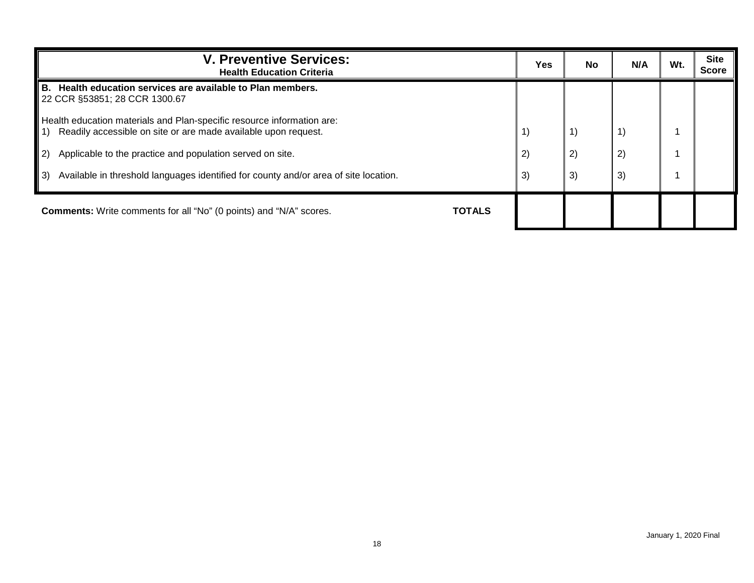| **V. Preventive Services:** **Health Education Criteria** | Yes | No | N/A | Wt. | Site Score |
|---|---|---|---|---|---|
| **B. Health education services are available to Plan members.** 22 CCR §53851; 28 CCR 1300.67 | | | | | |
| Health education materials and Plan-specific resource information are: 1) Readily accessible on site or are made available upon request. | 1) | 1) | 1) | 1 | |
| 2) Applicable to the practice and population served on site. | 2) | 2) | 2) | 1 | |
| 3) Available in threshold languages identified for county and/or area of site location. | 3) | 3) | 3) | 1 | |
| **Comments:** Write comments for all "No" (0 points) and "N/A" scores. **TOTALS** | | | | | |

January 1, 2020 Final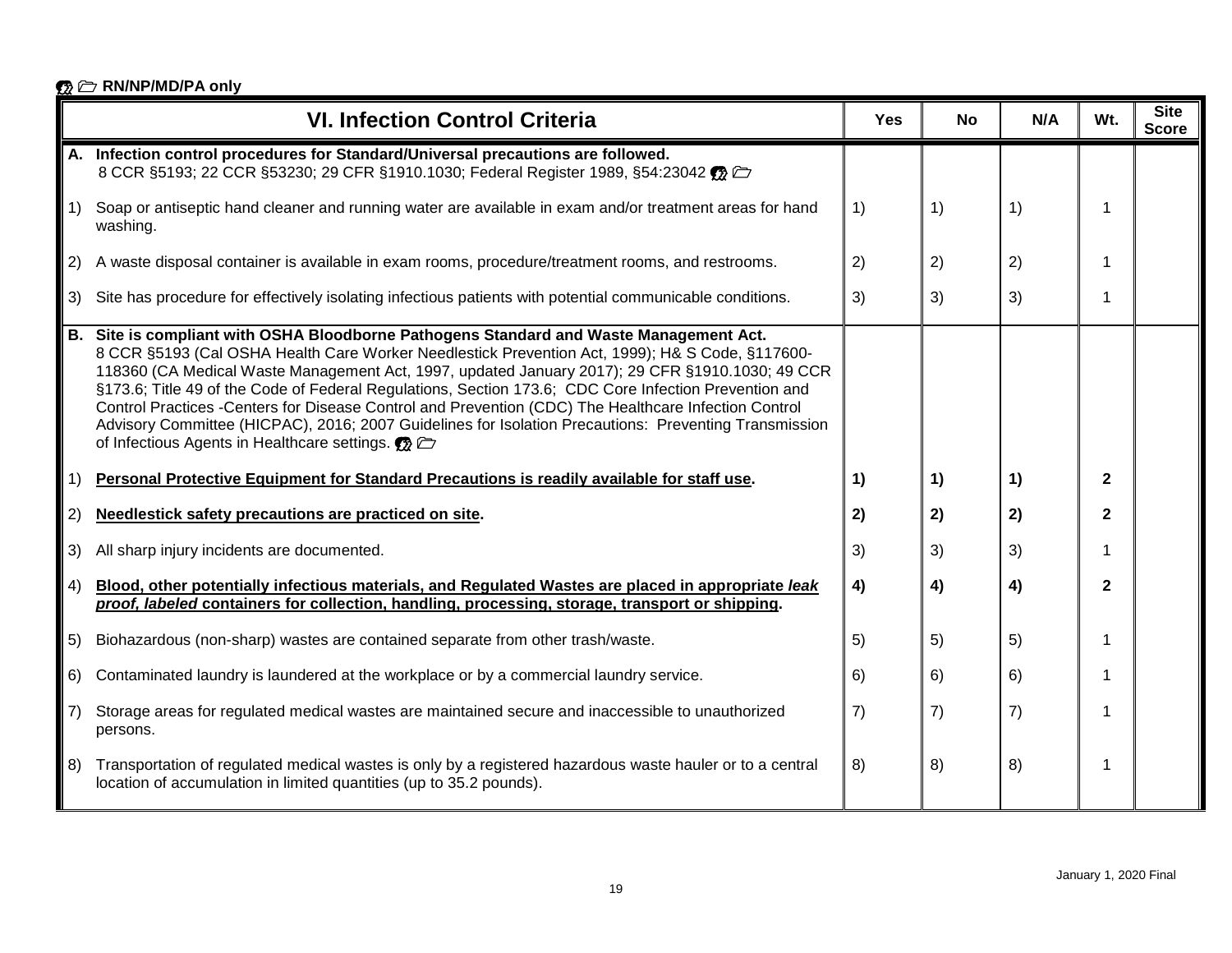RN/NP/MD/PA only

| VI. Infection Control Criteria | Yes | No | N/A | Wt. | Site Score |
|---|---|---|---|---|---|
| **A. Infection control procedures for Standard/Universal precautions are followed.** 8 CCR §5193; 22 CCR §53230; 29 CFR §1910.1030; Federal Register 1989, §54:23042 | | | | | |
| 1) Soap or antiseptic hand cleaner and running water are available in exam and/or treatment areas for hand washing. | 1) | 1) | 1) | 1 | |
| 2) A waste disposal container is available in exam rooms, procedure/treatment rooms, and restrooms. | 2) | 2) | 2) | 1 | |
| 3) Site has procedure for effectively isolating infectious patients with potential communicable conditions. | 3) | 3) | 3) | 1 | |
| **B. Site is compliant with OSHA Bloodborne Pathogens Standard and Waste Management Act.** 8 CCR §5193 (Cal OSHA Health Care Worker Needlestick Prevention Act, 1999); H& S Code, §117600-118360 (CA Medical Waste Management Act, 1997, updated January 2017); 29 CFR §1910.1030; 49 CCR §173.6; Title 49 of the Code of Federal Regulations, Section 173.6; CDC Core Infection Prevention and Control Practices -Centers for Disease Control and Prevention (CDC) The Healthcare Infection Control Advisory Committee (HICPAC), 2016; 2007 Guidelines for Isolation Precautions: Preventing Transmission of Infectious Agents in Healthcare settings. | | | | | |
| 1) **Personal Protective Equipment for Standard Precautions is readily available for staff use.** | **1)** | **1)** | **1)** | **2** | |
| 2) **Needlestick safety precautions are practiced on site.** | **2)** | **2)** | **2)** | **2** | |
| 3) All sharp injury incidents are documented. | 3) | 3) | 3) | 1 | |
| 4) **Blood, other potentially infectious materials, and Regulated Wastes are placed in appropriate *leak proof, labeled* containers for collection, handling, processing, storage, transport or shipping.** | **4)** | **4)** | **4)** | **2** | |
| 5) Biohazardous (non-sharp) wastes are contained separate from other trash/waste. | 5) | 5) | 5) | 1 | |
| 6) Contaminated laundry is laundered at the workplace or by a commercial laundry service. | 6) | 6) | 6) | 1 | |
| 7) Storage areas for regulated medical wastes are maintained secure and inaccessible to unauthorized persons. | 7) | 7) | 7) | 1 | |
| 8) Transportation of regulated medical wastes is only by a registered hazardous waste hauler or to a central location of accumulation in limited quantities (up to 35.2 pounds). | 8) | 8) | 8) | 1 | |

January 1, 2020 Final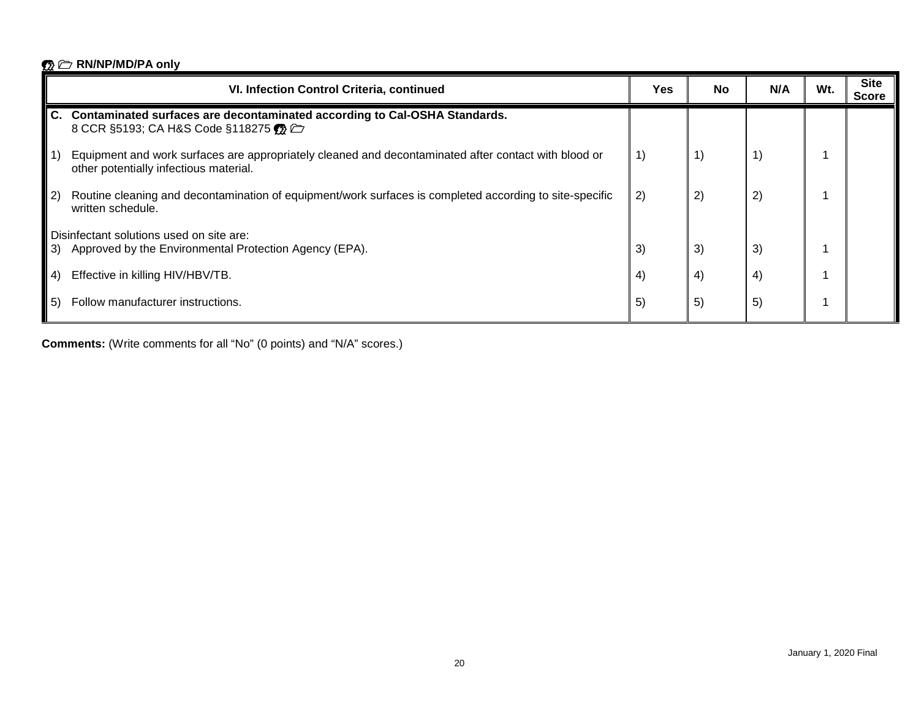RN/NP/MD/PA only

| VI. Infection Control Criteria, continued | Yes | No | N/A | Wt. | Site Score |
|---|---|---|---|---|---|
| **C. Contaminated surfaces are decontaminated according to Cal-OSHA Standards.** 8 CCR §5193; CA H&S Code §118275 | | | | | |
| 1) Equipment and work surfaces are appropriately cleaned and decontaminated after contact with blood or other potentially infectious material. | 1) | 1) | 1) | 1 | |
| 2) Routine cleaning and decontamination of equipment/work surfaces is completed according to site-specific written schedule. | 2) | 2) | 2) | 1 | |
| Disinfectant solutions used on site are: 3) Approved by the Environmental Protection Agency (EPA). | 3) | 3) | 3) | 1 | |
| 4) Effective in killing HIV/HBV/TB. | 4) | 4) | 4) | 1 | |
| 5) Follow manufacturer instructions. | 5) | 5) | 5) | 1 | |

**Comments:** (Write comments for all "No" (0 points) and "N/A" scores.)

January 1, 2020 Final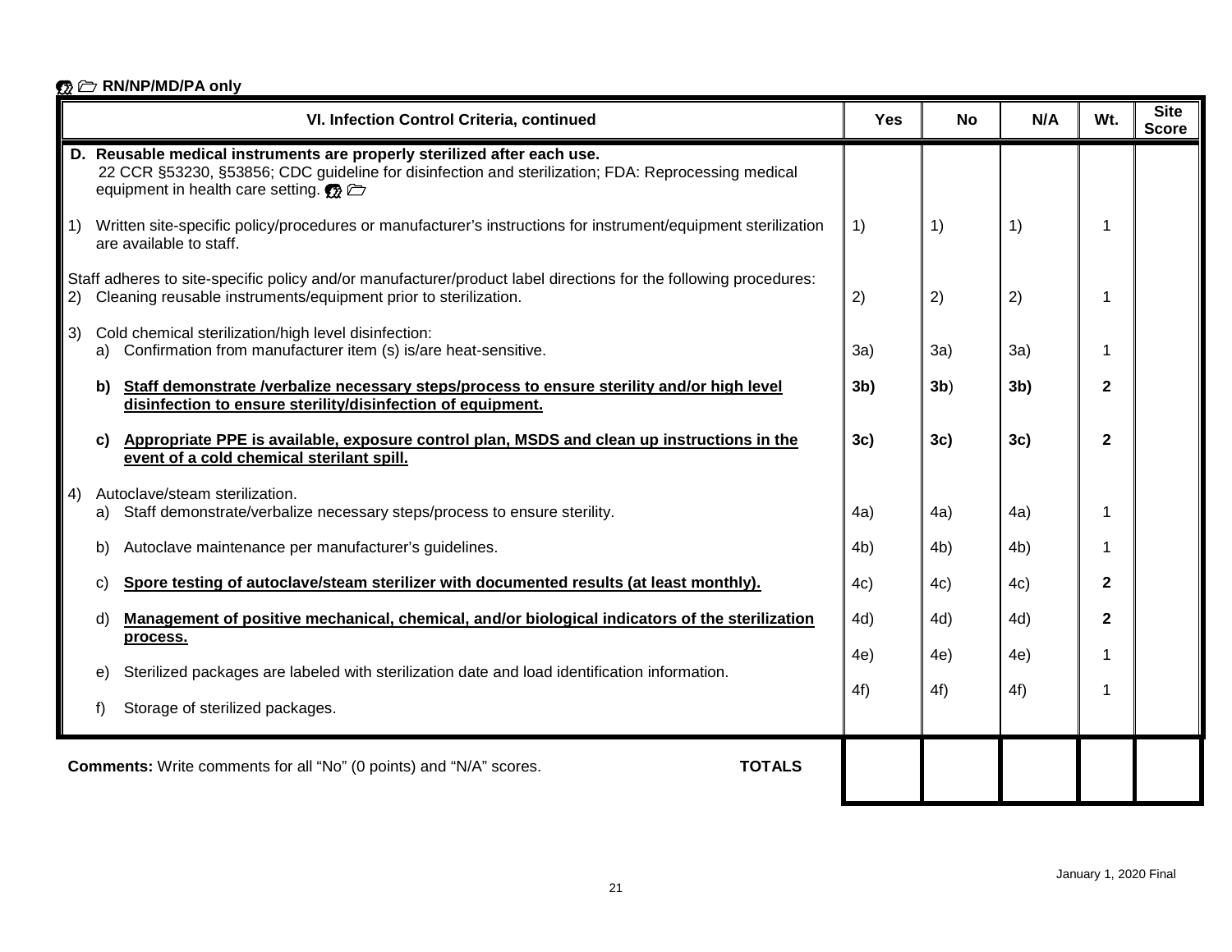**RN/NP/MD/PA only**

| VI. Infection Control Criteria, continued | Yes | No | N/A | Wt. | Site Score |
|---|---|---|---|---|---|
| **D. Reusable medical instruments are properly sterilized after each use.** 22 CCR §53230, §53856; CDC guideline for disinfection and sterilization; FDA: Reprocessing medical equipment in health care setting. | | | | | |
| 1) Written site-specific policy/procedures or manufacturer's instructions for instrument/equipment sterilization are available to staff. | 1) | 1) | 1) | 1 | |
| Staff adheres to site-specific policy and/or manufacturer/product label directions for the following procedures: | | | | | |
| 2) Cleaning reusable instruments/equipment prior to sterilization. | 2) | 2) | 2) | 1 | |
| 3) Cold chemical sterilization/high level disinfection: | | | | | |
| a) Confirmation from manufacturer item (s) is/are heat-sensitive. | 3a) | 3a) | 3a) | 1 | |
| **b) Staff demonstrate /verbalize necessary steps/process to ensure sterility and/or high level disinfection to ensure sterility/disinfection of equipment.** | **3b)** | **3b**) | **3b)** | **2** | |
| **c) Appropriate PPE is available, exposure control plan, MSDS and clean up instructions in the event of a cold chemical sterilant spill.** | **3c)** | **3c)** | **3c)** | **2** | |
| 4) Autoclave/steam sterilization. | | | | | |
| a) Staff demonstrate/verbalize necessary steps/process to ensure sterility. | 4a) | 4a) | 4a) | 1 | |
| b) Autoclave maintenance per manufacturer's guidelines. | 4b) | 4b) | 4b) | 1 | |
| c) **Spore testing of autoclave/steam sterilizer with documented results (at least monthly).** | 4c) | 4c) | 4c) | **2** | |
| d) **Management of positive mechanical, chemical, and/or biological indicators of the sterilization process.** | 4d) | 4d) | 4d) | **2** | |
| e) Sterilized packages are labeled with sterilization date and load identification information. | 4e) | 4e) | 4e) | 1 | |
| f) Storage of sterilized packages. | 4f) | 4f) | 4f) | 1 | |
| **Comments:** Write comments for all "No" (0 points) and "N/A" scores. **TOTALS** | | | | | |

January 1, 2020 Final